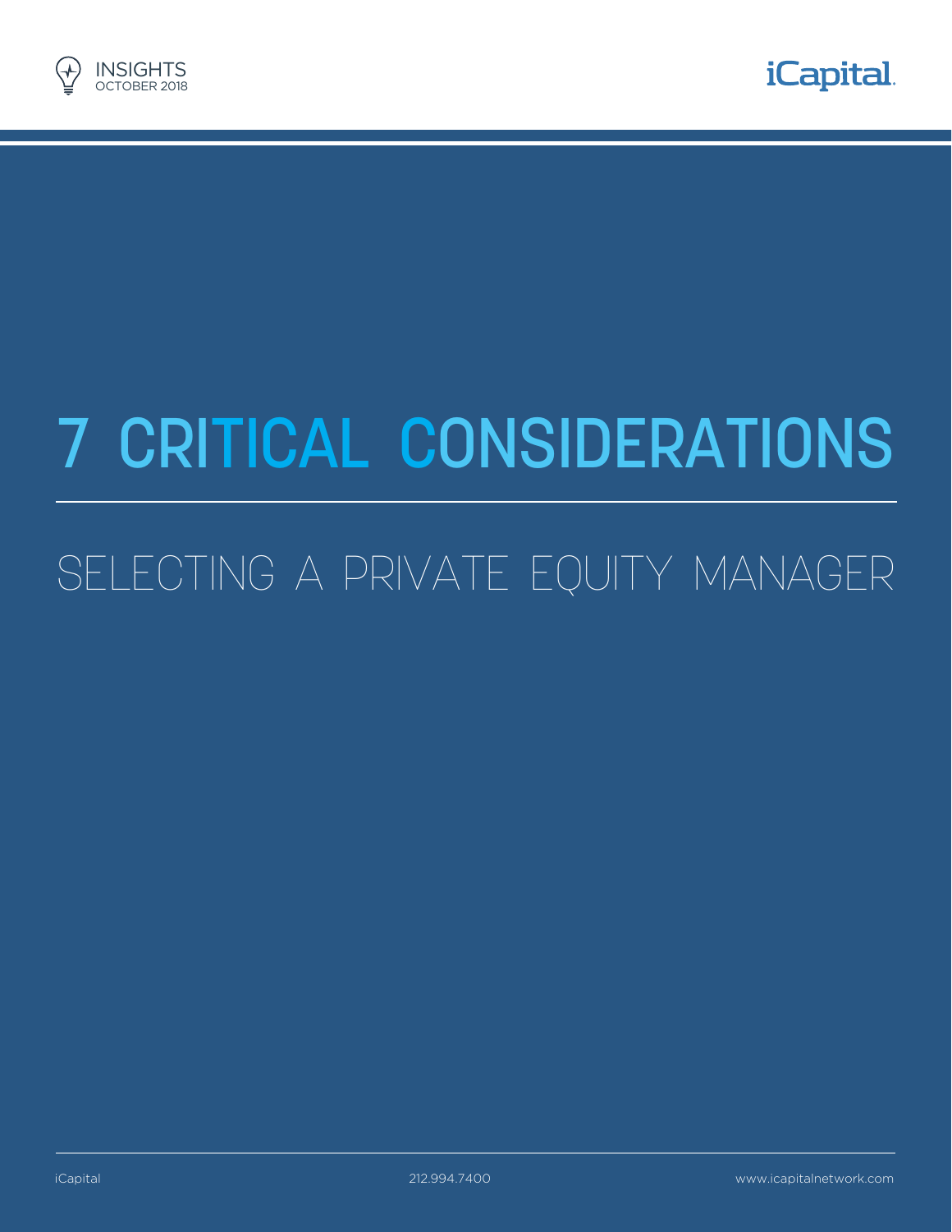INSIGHTS
OCTOBER 2018

iCapital.

# 7 CRITICAL CONSIDERATIONS

## SELECTING A PRIVATE EQUITY MANAGER

iCapital 212.994.7400 www.icapitalnetwork.com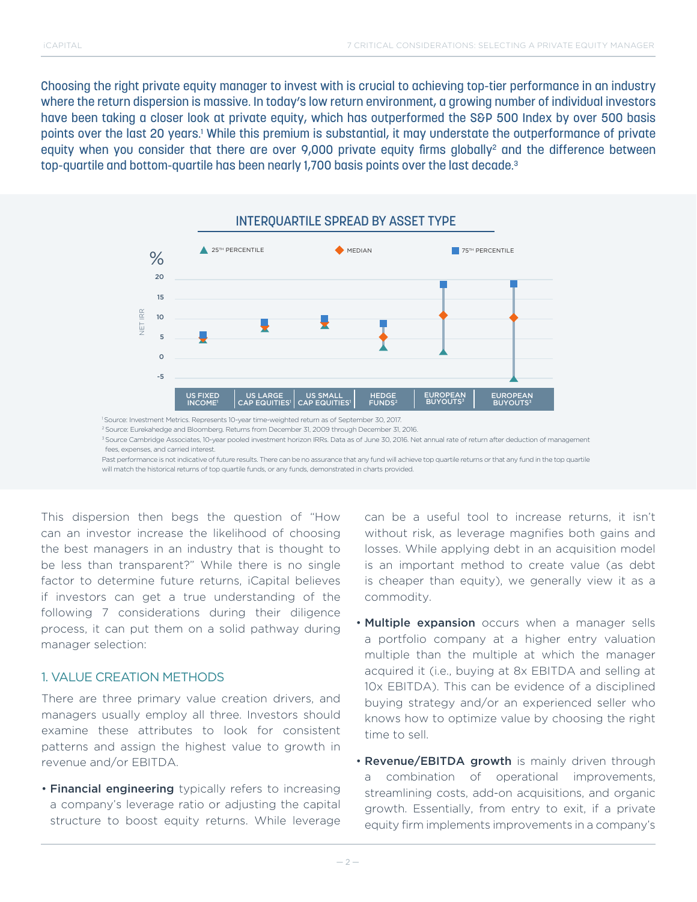Choosing the right private equity manager to invest with is crucial to achieving top-tier performance in an industry where the return dispersion is massive. In today's low return environment, a growing number of individual investors have been taking a closer look at private equity, which has outperformed the S&P 500 Index by over 500 basis points over the last 20 years.[1] While this premium is substantial, it may understate the outperformance of private equity when you consider that there are over 9,000 private equity firms globally[2] and the difference between top-quartile and bottom-quartile has been nearly 1,700 basis points over the last decade.[3]

## INTERQUARTILE SPREAD BY ASSET TYPE

▲ 25TH PERCENTILE ◆ MEDIAN ■ 75TH PERCENTILE

NET IRR (%)

US FIXED INCOME[1] | US LARGE CAP EQUITIES[1] | US SMALL CAP EQUITIES[1] | HEDGE FUNDS[2] | EUROPEAN BUYOUTS[3] | EUROPEAN BUYOUTS[3]

[1] Source: Investment Metrics. Represents 10-year time-weighted return as of September 30, 2017.
[2] Source: Eurekahedge and Bloomberg. Returns from December 31, 2009 through December 31, 2016.
[3] Source Cambridge Associates, 10-year pooled investment horizon IRRs. Data as of June 30, 2016. Net annual rate of return after deduction of management fees, expenses, and carried interest.

Past performance is not indicative of future results. There can be no assurance that any fund will achieve top quartile returns or that any fund in the top quartile will match the historical returns of top quartile funds, or any funds, demonstrated in charts provided.

This dispersion then begs the question of "How can an investor increase the likelihood of choosing the best managers in an industry that is thought to be less than transparent?" While there is no single factor to determine future returns, iCapital believes if investors can get a true understanding of the following 7 considerations during their diligence process, it can put them on a solid pathway during manager selection:

### 1. VALUE CREATION METHODS

There are three primary value creation drivers, and managers usually employ all three. Investors should examine these attributes to look for consistent patterns and assign the highest value to growth in revenue and/or EBITDA.

- **Financial engineering** typically refers to increasing a company's leverage ratio or adjusting the capital structure to boost equity returns. While leverage can be a useful tool to increase returns, it isn't without risk, as leverage magnifies both gains and losses. While applying debt in an acquisition model is an important method to create value (as debt is cheaper than equity), we generally view it as a commodity.
- **Multiple expansion** occurs when a manager sells a portfolio company at a higher entry valuation multiple than the multiple at which the manager acquired it (i.e., buying at 8x EBITDA and selling at 10x EBITDA). This can be evidence of a disciplined buying strategy and/or an experienced seller who knows how to optimize value by choosing the right time to sell.
- **Revenue/EBITDA growth** is mainly driven through a combination of operational improvements, streamlining costs, add-on acquisitions, and organic growth. Essentially, from entry to exit, if a private equity firm implements improvements in a company's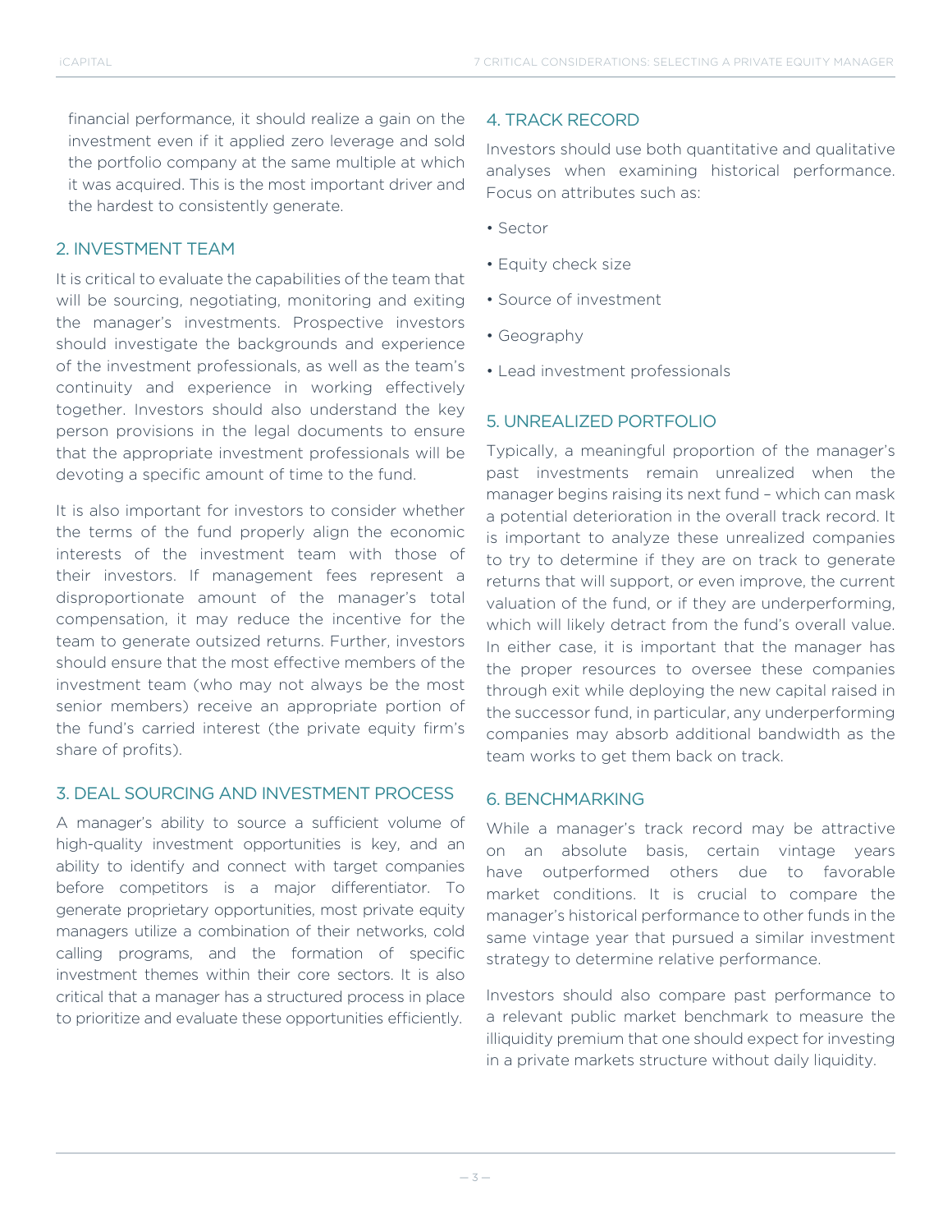financial performance, it should realize a gain on the investment even if it applied zero leverage and sold the portfolio company at the same multiple at which it was acquired. This is the most important driver and the hardest to consistently generate.

## 2. INVESTMENT TEAM

It is critical to evaluate the capabilities of the team that will be sourcing, negotiating, monitoring and exiting the manager's investments. Prospective investors should investigate the backgrounds and experience of the investment professionals, as well as the team's continuity and experience in working effectively together. Investors should also understand the key person provisions in the legal documents to ensure that the appropriate investment professionals will be devoting a specific amount of time to the fund.

It is also important for investors to consider whether the terms of the fund properly align the economic interests of the investment team with those of their investors. If management fees represent a disproportionate amount of the manager's total compensation, it may reduce the incentive for the team to generate outsized returns. Further, investors should ensure that the most effective members of the investment team (who may not always be the most senior members) receive an appropriate portion of the fund's carried interest (the private equity firm's share of profits).

## 3. DEAL SOURCING AND INVESTMENT PROCESS

A manager's ability to source a sufficient volume of high-quality investment opportunities is key, and an ability to identify and connect with target companies before competitors is a major differentiator. To generate proprietary opportunities, most private equity managers utilize a combination of their networks, cold calling programs, and the formation of specific investment themes within their core sectors. It is also critical that a manager has a structured process in place to prioritize and evaluate these opportunities efficiently.

## 4. TRACK RECORD

Investors should use both quantitative and qualitative analyses when examining historical performance. Focus on attributes such as:

- Sector
- Equity check size
- Source of investment
- Geography
- Lead investment professionals

## 5. UNREALIZED PORTFOLIO

Typically, a meaningful proportion of the manager's past investments remain unrealized when the manager begins raising its next fund – which can mask a potential deterioration in the overall track record. It is important to analyze these unrealized companies to try to determine if they are on track to generate returns that will support, or even improve, the current valuation of the fund, or if they are underperforming, which will likely detract from the fund's overall value. In either case, it is important that the manager has the proper resources to oversee these companies through exit while deploying the new capital raised in the successor fund, in particular, any underperforming companies may absorb additional bandwidth as the team works to get them back on track.

## 6. BENCHMARKING

While a manager's track record may be attractive on an absolute basis, certain vintage years have outperformed others due to favorable market conditions. It is crucial to compare the manager's historical performance to other funds in the same vintage year that pursued a similar investment strategy to determine relative performance.

Investors should also compare past performance to a relevant public market benchmark to measure the illiquidity premium that one should expect for investing in a private markets structure without daily liquidity.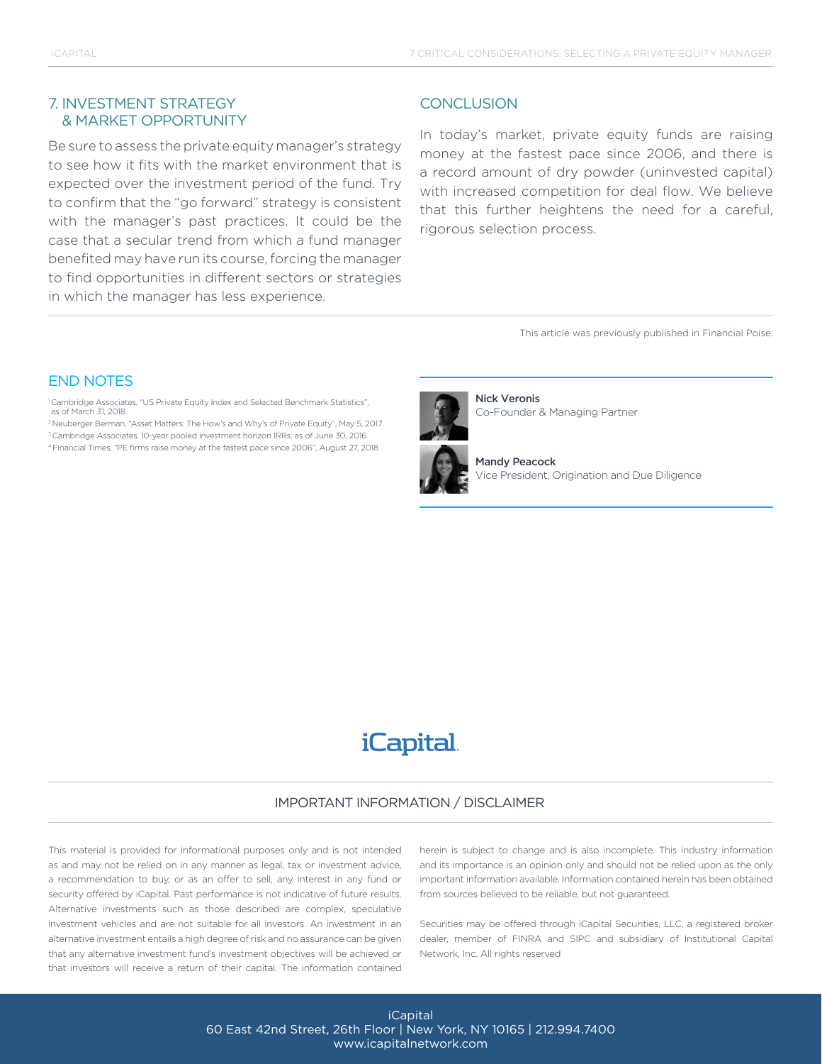## 7. INVESTMENT STRATEGY & MARKET OPPORTUNITY

Be sure to assess the private equity manager's strategy to see how it fits with the market environment that is expected over the investment period of the fund. Try to confirm that the "go forward" strategy is consistent with the manager's past practices. It could be the case that a secular trend from which a fund manager benefited may have run its course, forcing the manager to find opportunities in different sectors or strategies in which the manager has less experience.

## CONCLUSION

In today's market, private equity funds are raising money at the fastest pace since 2006, and there is a record amount of dry powder (uninvested capital) with increased competition for deal flow. We believe that this further heightens the need for a careful, rigorous selection process.

This article was previously published in Financial Poise.

## END NOTES

[1] Cambridge Associates, "US Private Equity Index and Selected Benchmark Statistics", as of March 31, 2018.

[2] Neuberger Berman, "Asset Matters: The How's and Why's of Private Equity", May 5, 2017

[3] Cambridge Associates, 10-year pooled investment horizon IRRs, as of June 30, 2016

[4] Financial Times, "PE firms raise money at the fastest pace since 2006", August 27, 2018

**Nick Veronis**
Co-Founder & Managing Partner

**Mandy Peacock**
Vice President, Origination and Due Diligence

iCapital.

## IMPORTANT INFORMATION / DISCLAIMER

This material is provided for informational purposes only and is not intended as and may not be relied on in any manner as legal, tax or investment advice, a recommendation to buy, or as an offer to sell, any interest in any fund or security offered by iCapital. Past performance is not indicative of future results. Alternative investments such as those described are complex, speculative investment vehicles and are not suitable for all investors. An investment in an alternative investment entails a high degree of risk and no assurance can be given that any alternative investment fund's investment objectives will be achieved or that investors will receive a return of their capital. The information contained herein is subject to change and is also incomplete. This industry information and its importance is an opinion only and should not be relied upon as the only important information available. Information contained herein has been obtained from sources believed to be reliable, but not guaranteed.

Securities may be offered through iCapital Securities, LLC, a registered broker dealer, member of FINRA and SIPC and subsidiary of Institutional Capital Network, Inc. All rights reserved

iCapital
60 East 42nd Street, 26th Floor | New York, NY 10165 | 212.994.7400
www.icapitalnetwork.com